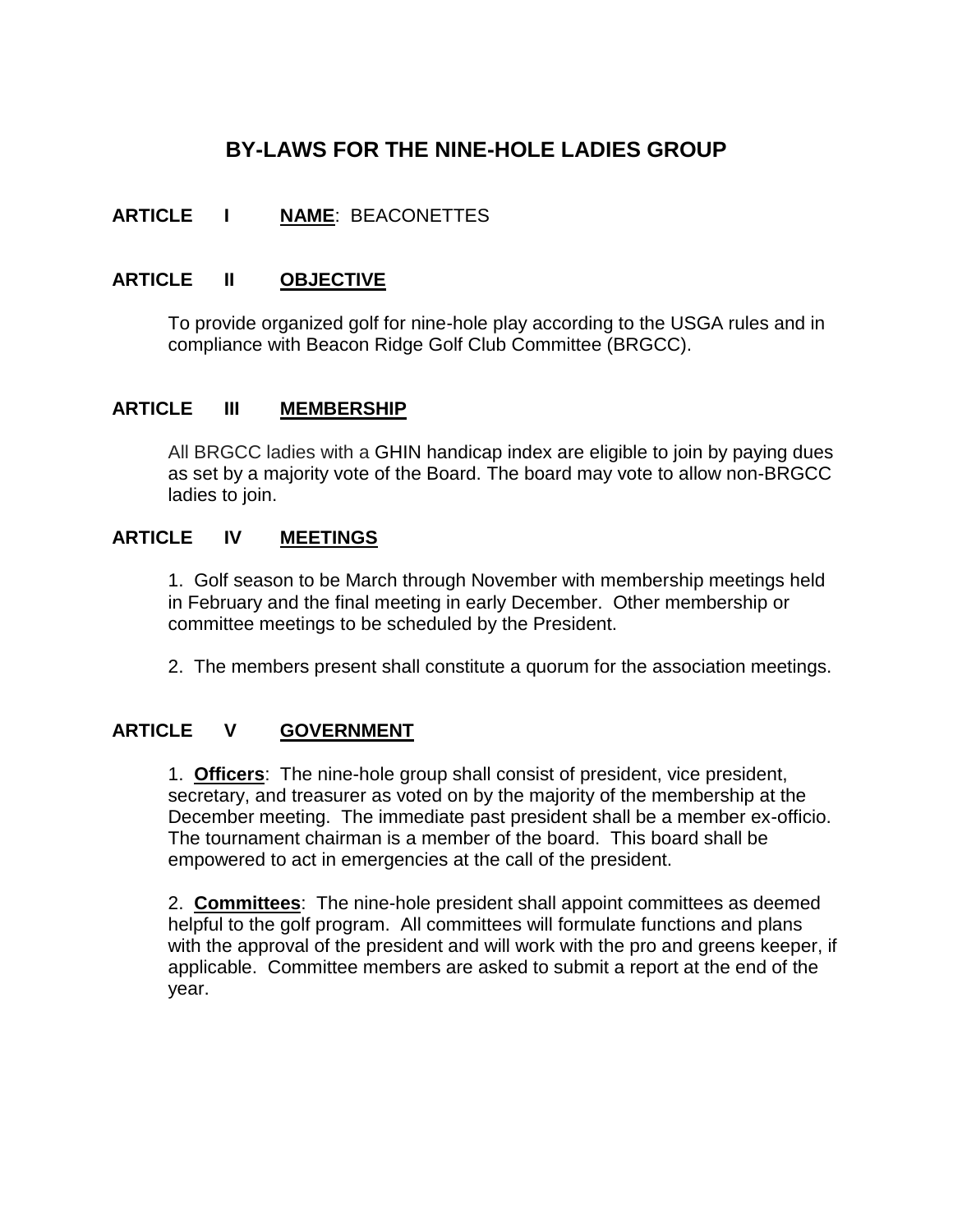# BY-LAWS FOR THE NINE-HOLE LADIES GROUP

## ARTICLE I <u>NAME</u>: BEACONETTES

## ARTICLE II <u>OBJECTIVE</u>

To provide organized golf for nine-hole play according to the USGA rules and in compliance with Beacon Ridge Golf Club Committee (BRGCC).

## ARTICLE III <u>MEMBERSHIP</u>

All BRGCC ladies with a GHIN handicap index are eligible to join by paying dues as set by a majority vote of the Board. The board may vote to allow non-BRGCC ladies to join.

## ARTICLE IV <u>MEETINGS</u>

1. Golf season to be March through November with membership meetings held in February and the final meeting in early December. Other membership or committee meetings to be scheduled by the President.

2. The members present shall constitute a quorum for the association meetings.

## ARTICLE V <u>GOVERNMENT</u>

1. **<u>Officers</u>**: The nine-hole group shall consist of president, vice president, secretary, and treasurer as voted on by the majority of the membership at the December meeting. The immediate past president shall be a member ex-officio. The tournament chairman is a member of the board. This board shall be empowered to act in emergencies at the call of the president.

2. **<u>Committees</u>**: The nine-hole president shall appoint committees as deemed helpful to the golf program. All committees will formulate functions and plans with the approval of the president and will work with the pro and greens keeper, if applicable. Committee members are asked to submit a report at the end of the year.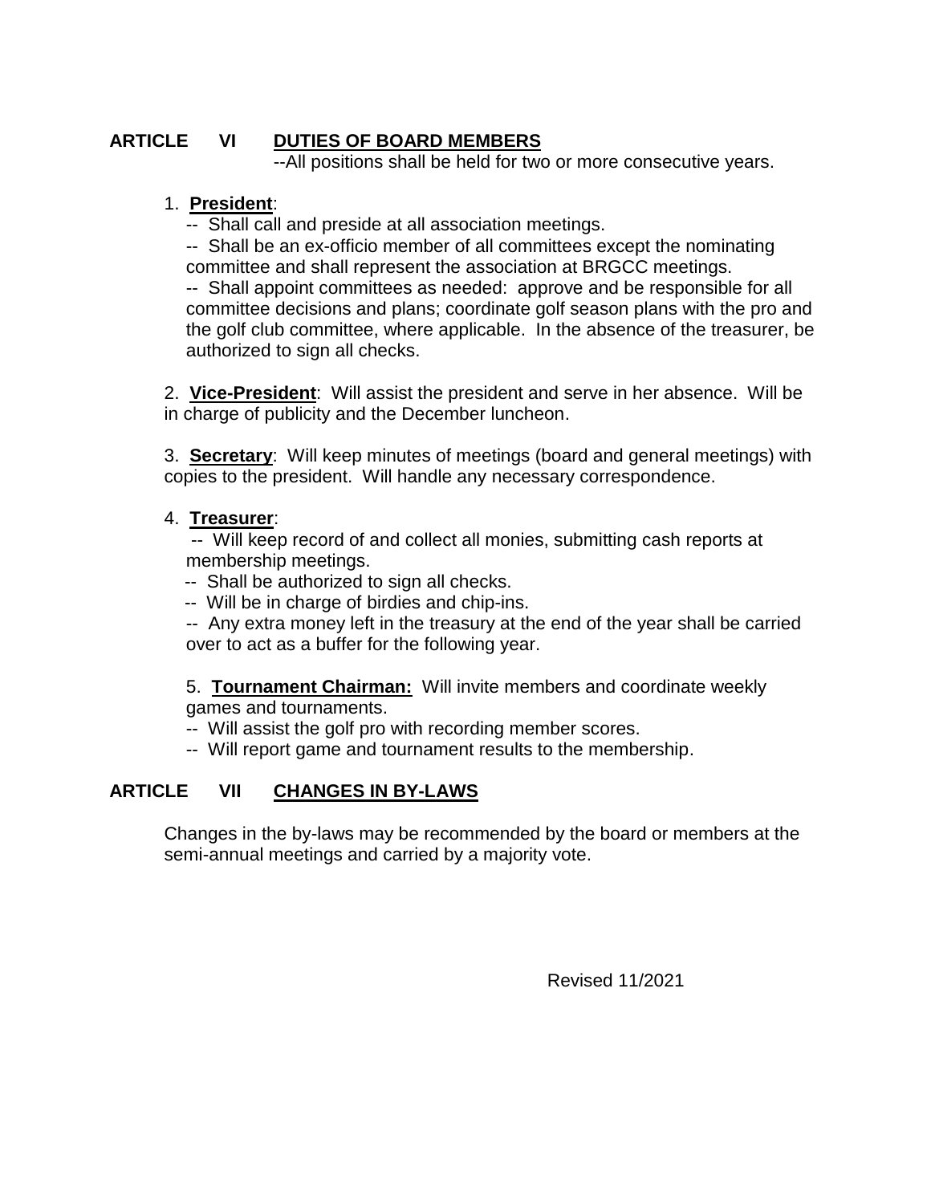## ARTICLE VI DUTIES OF BOARD MEMBERS

--All positions shall be held for two or more consecutive years.

1. **President**:
   - -- Shall call and preside at all association meetings.
   - -- Shall be an ex-officio member of all committees except the nominating committee and shall represent the association at BRGCC meetings.
   - -- Shall appoint committees as needed: approve and be responsible for all committee decisions and plans; coordinate golf season plans with the pro and the golf club committee, where applicable. In the absence of the treasurer, be authorized to sign all checks.

2. **Vice-President**: Will assist the president and serve in her absence. Will be in charge of publicity and the December luncheon.

3. **Secretary**: Will keep minutes of meetings (board and general meetings) with copies to the president. Will handle any necessary correspondence.

4. **Treasurer**:
   - -- Will keep record of and collect all monies, submitting cash reports at membership meetings.
   - -- Shall be authorized to sign all checks.
   - -- Will be in charge of birdies and chip-ins.
   - -- Any extra money left in the treasury at the end of the year shall be carried over to act as a buffer for the following year.

5. **Tournament Chairman:** Will invite members and coordinate weekly games and tournaments.
   - -- Will assist the golf pro with recording member scores.
   - -- Will report game and tournament results to the membership.

## ARTICLE VII CHANGES IN BY-LAWS

Changes in the by-laws may be recommended by the board or members at the semi-annual meetings and carried by a majority vote.

Revised 11/2021